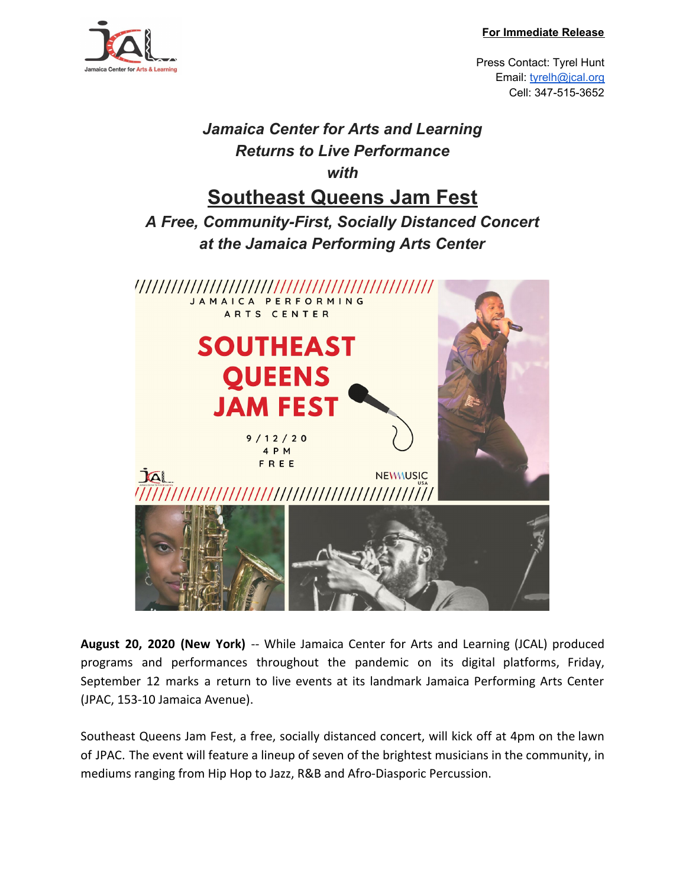**For Immediate Release**

Press Contact: Tyrel Hunt
Email: tyrelh@jcal.org
Cell: 347-515-3652

### *Jamaica Center for Arts and Learning Returns to Live Performance with*

# Southeast Queens Jam Fest

### *A Free, Community-First, Socially Distanced Concert at the Jamaica Performing Arts Center*

**August 20, 2020 (New York)** -- While Jamaica Center for Arts and Learning (JCAL) produced programs and performances throughout the pandemic on its digital platforms, Friday, September 12 marks a return to live events at its landmark Jamaica Performing Arts Center (JPAC, 153-10 Jamaica Avenue).

Southeast Queens Jam Fest, a free, socially distanced concert, will kick off at 4pm on the lawn of JPAC. The event will feature a lineup of seven of the brightest musicians in the community, in mediums ranging from Hip Hop to Jazz, R&B and Afro-Diasporic Percussion.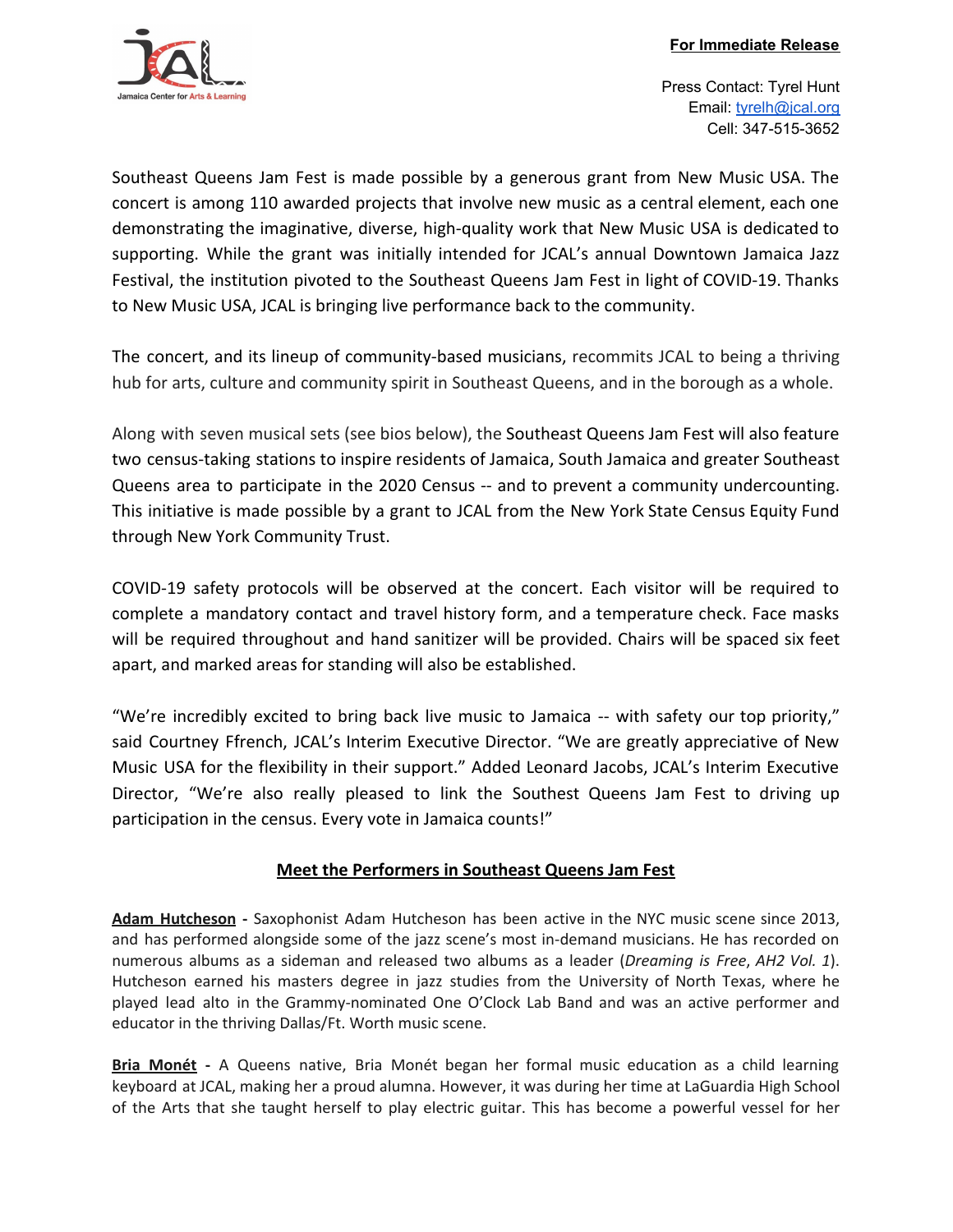**For Immediate Release**

Press Contact: Tyrel Hunt
Email: tyrelh@jcal.org
Cell: 347-515-3652

Southeast Queens Jam Fest is made possible by a generous grant from New Music USA. The concert is among 110 awarded projects that involve new music as a central element, each one demonstrating the imaginative, diverse, high-quality work that New Music USA is dedicated to supporting. While the grant was initially intended for JCAL's annual Downtown Jamaica Jazz Festival, the institution pivoted to the Southeast Queens Jam Fest in light of COVID-19. Thanks to New Music USA, JCAL is bringing live performance back to the community.

The concert, and its lineup of community-based musicians, recommits JCAL to being a thriving hub for arts, culture and community spirit in Southeast Queens, and in the borough as a whole.

Along with seven musical sets (see bios below), the Southeast Queens Jam Fest will also feature two census-taking stations to inspire residents of Jamaica, South Jamaica and greater Southeast Queens area to participate in the 2020 Census -- and to prevent a community undercounting. This initiative is made possible by a grant to JCAL from the New York State Census Equity Fund through New York Community Trust.

COVID-19 safety protocols will be observed at the concert. Each visitor will be required to complete a mandatory contact and travel history form, and a temperature check. Face masks will be required throughout and hand sanitizer will be provided. Chairs will be spaced six feet apart, and marked areas for standing will also be established.

"We're incredibly excited to bring back live music to Jamaica -- with safety our top priority," said Courtney Ffrench, JCAL's Interim Executive Director. "We are greatly appreciative of New Music USA for the flexibility in their support." Added Leonard Jacobs, JCAL's Interim Executive Director, "We're also really pleased to link the Southest Queens Jam Fest to driving up participation in the census. Every vote in Jamaica counts!"

## Meet the Performers in Southeast Queens Jam Fest

**Adam Hutcheson** - Saxophonist Adam Hutcheson has been active in the NYC music scene since 2013, and has performed alongside some of the jazz scene's most in-demand musicians. He has recorded on numerous albums as a sideman and released two albums as a leader (*Dreaming is Free*, *AH2 Vol. 1*). Hutcheson earned his masters degree in jazz studies from the University of North Texas, where he played lead alto in the Grammy-nominated One O'Clock Lab Band and was an active performer and educator in the thriving Dallas/Ft. Worth music scene.

**Bria Monét** - A Queens native, Bria Monét began her formal music education as a child learning keyboard at JCAL, making her a proud alumna. However, it was during her time at LaGuardia High School of the Arts that she taught herself to play electric guitar. This has become a powerful vessel for her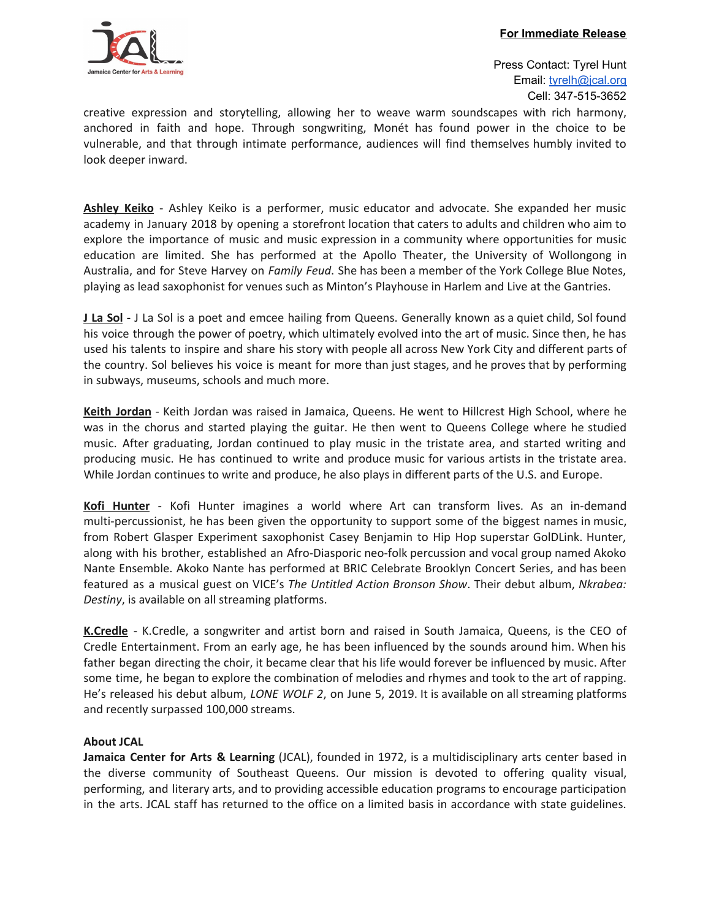creative expression and storytelling, allowing her to weave warm soundscapes with rich harmony, anchored in faith and hope. Through songwriting, Monét has found power in the choice to be vulnerable, and that through intimate performance, audiences will find themselves humbly invited to look deeper inward.

**Ashley Keiko** - Ashley Keiko is a performer, music educator and advocate. She expanded her music academy in January 2018 by opening a storefront location that caters to adults and children who aim to explore the importance of music and music expression in a community where opportunities for music education are limited. She has performed at the Apollo Theater, the University of Wollongong in Australia, and for Steve Harvey on *Family Feud*. She has been a member of the York College Blue Notes, playing as lead saxophonist for venues such as Minton's Playhouse in Harlem and Live at the Gantries.

**J La Sol** - J La Sol is a poet and emcee hailing from Queens. Generally known as a quiet child, Sol found his voice through the power of poetry, which ultimately evolved into the art of music. Since then, he has used his talents to inspire and share his story with people all across New York City and different parts of the country. Sol believes his voice is meant for more than just stages, and he proves that by performing in subways, museums, schools and much more.

**Keith Jordan** - Keith Jordan was raised in Jamaica, Queens. He went to Hillcrest High School, where he was in the chorus and started playing the guitar. He then went to Queens College where he studied music. After graduating, Jordan continued to play music in the tristate area, and started writing and producing music. He has continued to write and produce music for various artists in the tristate area. While Jordan continues to write and produce, he also plays in different parts of the U.S. and Europe.

**Kofi Hunter** - Kofi Hunter imagines a world where Art can transform lives. As an in-demand multi-percussionist, he has been given the opportunity to support some of the biggest names in music, from Robert Glasper Experiment saxophonist Casey Benjamin to Hip Hop superstar GolDLink. Hunter, along with his brother, established an Afro-Diasporic neo-folk percussion and vocal group named Akoko Nante Ensemble. Akoko Nante has performed at BRIC Celebrate Brooklyn Concert Series, and has been featured as a musical guest on VICE's *The Untitled Action Bronson Show*. Their debut album, *Nkrabea: Destiny*, is available on all streaming platforms.

**K.Credle** - K.Credle, a songwriter and artist born and raised in South Jamaica, Queens, is the CEO of Credle Entertainment. From an early age, he has been influenced by the sounds around him. When his father began directing the choir, it became clear that his life would forever be influenced by music. After some time, he began to explore the combination of melodies and rhymes and took to the art of rapping. He's released his debut album, *LONE WOLF 2*, on June 5, 2019. It is available on all streaming platforms and recently surpassed 100,000 streams.

**About JCAL**

**Jamaica Center for Arts & Learning** (JCAL), founded in 1972, is a multidisciplinary arts center based in the diverse community of Southeast Queens. Our mission is devoted to offering quality visual, performing, and literary arts, and to providing accessible education programs to encourage participation in the arts. JCAL staff has returned to the office on a limited basis in accordance with state guidelines.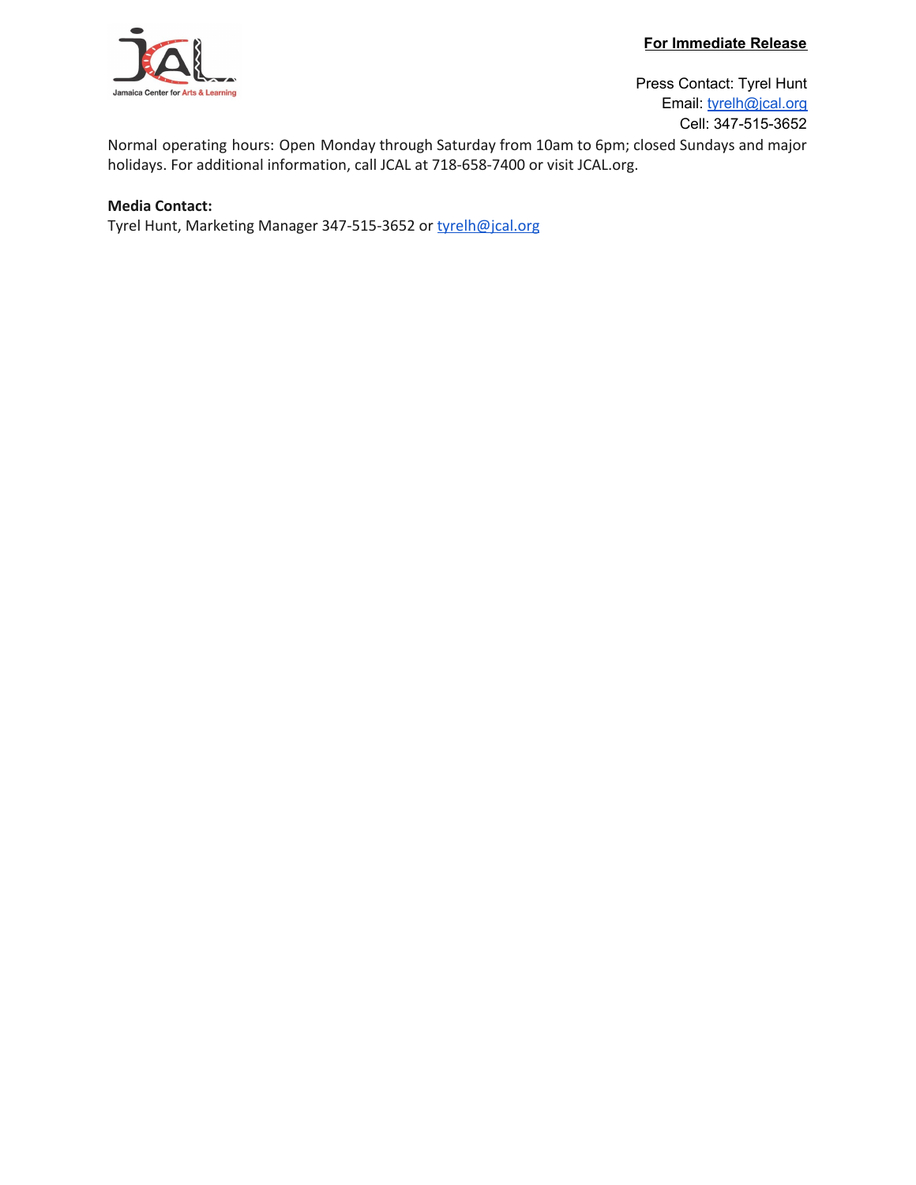**For Immediate Release**

Press Contact: Tyrel Hunt
Email: tyrelh@jcal.org
Cell: 347-515-3652

Normal operating hours: Open Monday through Saturday from 10am to 6pm; closed Sundays and major holidays. For additional information, call JCAL at 718-658-7400 or visit JCAL.org.

**Media Contact:**
Tyrel Hunt, Marketing Manager 347-515-3652 or tyrelh@jcal.org